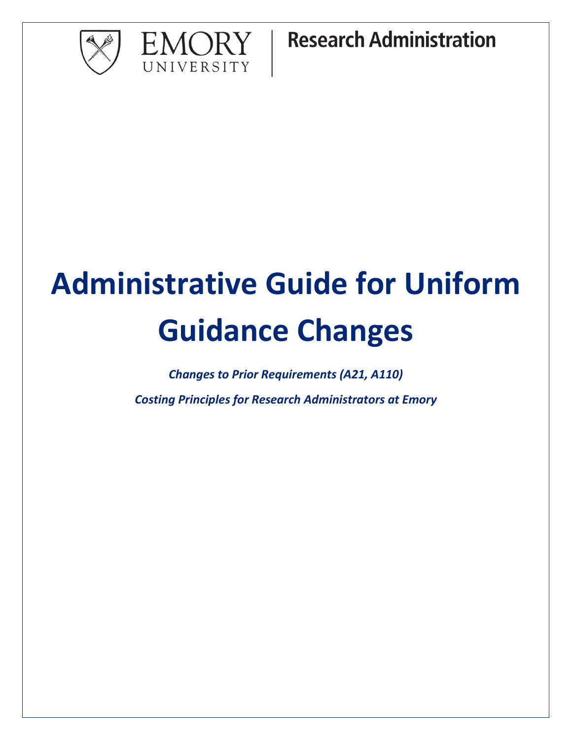EMORY UNIVERSITY | Research Administration

# Administrative Guide for Uniform Guidance Changes

***Changes to Prior Requirements (A21, A110)***

***Costing Principles for Research Administrators at Emory***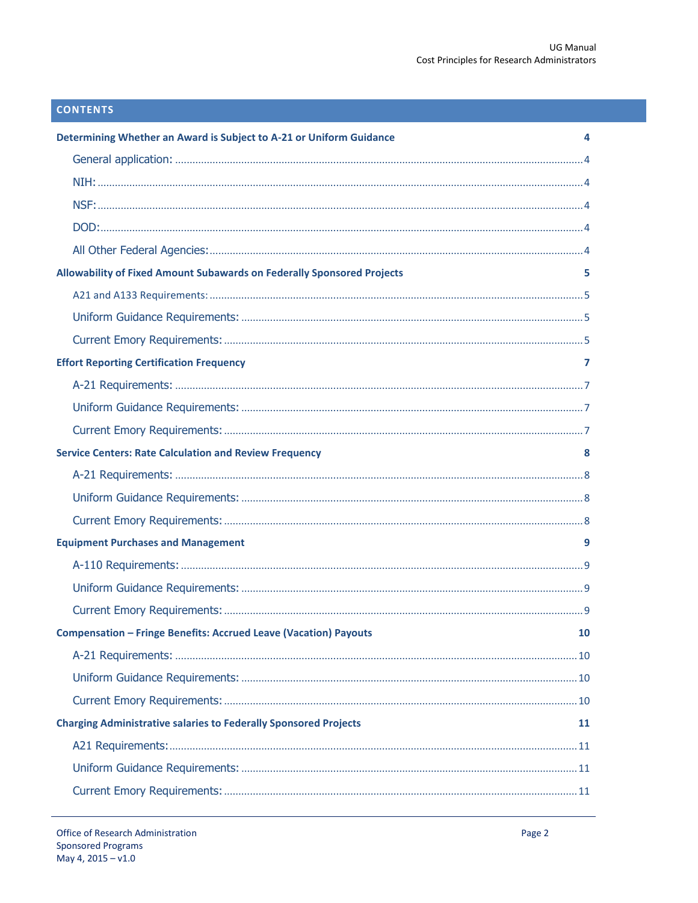## CONTENTS

**Determining Whether an Award is Subject to A-21 or Uniform Guidance** — 4

- General application: .......... 4
- NIH: .......... 4
- NSF: .......... 4
- DOD: .......... 4
- All Other Federal Agencies: .......... 4

**Allowability of Fixed Amount Subawards on Federally Sponsored Projects** — 5

- A21 and A133 Requirements: .......... 5
- Uniform Guidance Requirements: .......... 5
- Current Emory Requirements: .......... 5

**Effort Reporting Certification Frequency** — 7

- A-21 Requirements: .......... 7
- Uniform Guidance Requirements: .......... 7
- Current Emory Requirements: .......... 7

**Service Centers: Rate Calculation and Review Frequency** — 8

- A-21 Requirements: .......... 8
- Uniform Guidance Requirements: .......... 8
- Current Emory Requirements: .......... 8

**Equipment Purchases and Management** — 9

- A-110 Requirements: .......... 9
- Uniform Guidance Requirements: .......... 9
- Current Emory Requirements: .......... 9

**Compensation – Fringe Benefits: Accrued Leave (Vacation) Payouts** — 10

- A-21 Requirements: .......... 10
- Uniform Guidance Requirements: .......... 10
- Current Emory Requirements: .......... 10

**Charging Administrative salaries to Federally Sponsored Projects** — 11

- A21 Requirements: .......... 11
- Uniform Guidance Requirements: .......... 11
- Current Emory Requirements: .......... 11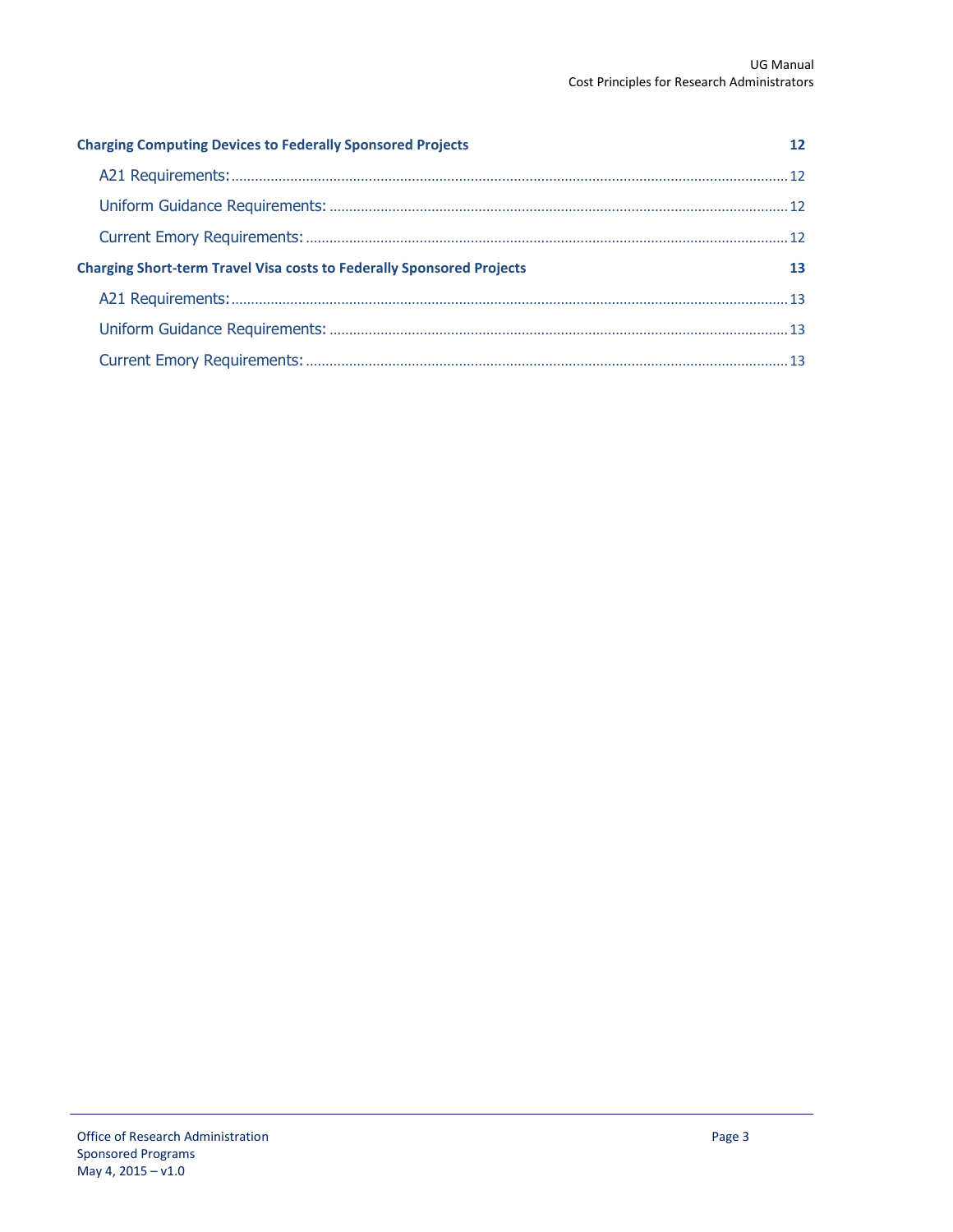**Charging Computing Devices to Federally Sponsored Projects** 12

- A21 Requirements: 12
- Uniform Guidance Requirements: 12
- Current Emory Requirements: 12

**Charging Short-term Travel Visa costs to Federally Sponsored Projects** 13

- A21 Requirements: 13
- Uniform Guidance Requirements: 13
- Current Emory Requirements: 13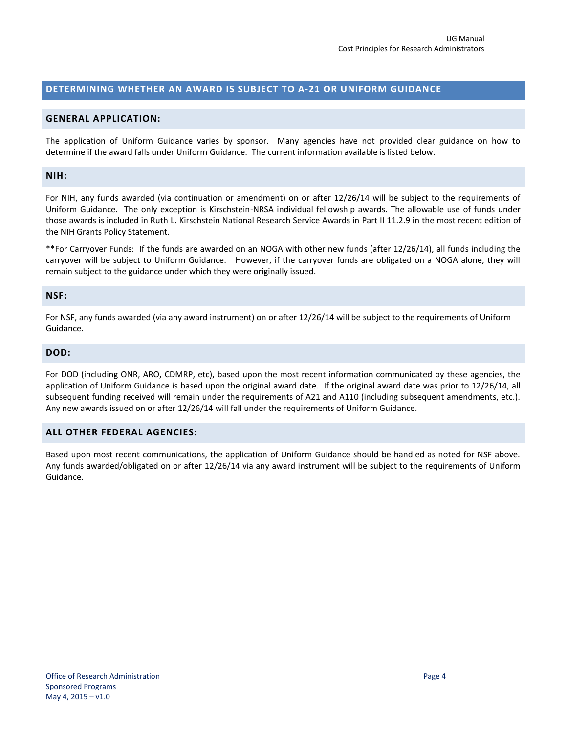## DETERMINING WHETHER AN AWARD IS SUBJECT TO A-21 OR UNIFORM GUIDANCE

### GENERAL APPLICATION:

The application of Uniform Guidance varies by sponsor. Many agencies have not provided clear guidance on how to determine if the award falls under Uniform Guidance. The current information available is listed below.

### NIH:

For NIH, any funds awarded (via continuation or amendment) on or after 12/26/14 will be subject to the requirements of Uniform Guidance. The only exception is Kirschstein-NRSA individual fellowship awards. The allowable use of funds under those awards is included in Ruth L. Kirschstein National Research Service Awards in Part II 11.2.9 in the most recent edition of the NIH Grants Policy Statement.

**For Carryover Funds: If the funds are awarded on an NOGA with other new funds (after 12/26/14), all funds including the carryover will be subject to Uniform Guidance. However, if the carryover funds are obligated on a NOGA alone, they will remain subject to the guidance under which they were originally issued.

### NSF:

For NSF, any funds awarded (via any award instrument) on or after 12/26/14 will be subject to the requirements of Uniform Guidance.

### DOD:

For DOD (including ONR, ARO, CDMRP, etc), based upon the most recent information communicated by these agencies, the application of Uniform Guidance is based upon the original award date. If the original award date was prior to 12/26/14, all subsequent funding received will remain under the requirements of A21 and A110 (including subsequent amendments, etc.). Any new awards issued on or after 12/26/14 will fall under the requirements of Uniform Guidance.

### ALL OTHER FEDERAL AGENCIES:

Based upon most recent communications, the application of Uniform Guidance should be handled as noted for NSF above. Any funds awarded/obligated on or after 12/26/14 via any award instrument will be subject to the requirements of Uniform Guidance.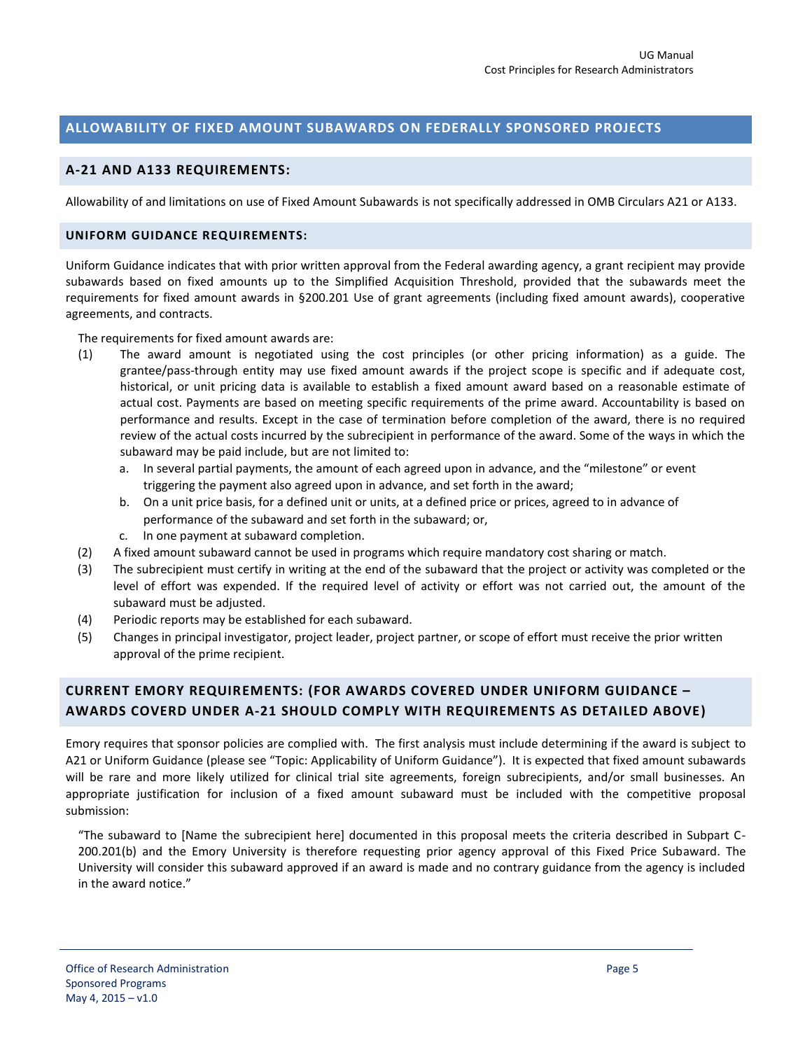## ALLOWABILITY OF FIXED AMOUNT SUBAWARDS ON FEDERALLY SPONSORED PROJECTS

### A-21 AND A133 REQUIREMENTS:

Allowability of and limitations on use of Fixed Amount Subawards is not specifically addressed in OMB Circulars A21 or A133.

### UNIFORM GUIDANCE REQUIREMENTS:

Uniform Guidance indicates that with prior written approval from the Federal awarding agency, a grant recipient may provide subawards based on fixed amounts up to the Simplified Acquisition Threshold, provided that the subawards meet the requirements for fixed amount awards in §200.201 Use of grant agreements (including fixed amount awards), cooperative agreements, and contracts.

The requirements for fixed amount awards are:

(1) The award amount is negotiated using the cost principles (or other pricing information) as a guide. The grantee/pass-through entity may use fixed amount awards if the project scope is specific and if adequate cost, historical, or unit pricing data is available to establish a fixed amount award based on a reasonable estimate of actual cost. Payments are based on meeting specific requirements of the prime award. Accountability is based on performance and results. Except in the case of termination before completion of the award, there is no required review of the actual costs incurred by the subrecipient in performance of the award. Some of the ways in which the subaward may be paid include, but are not limited to:
   a. In several partial payments, the amount of each agreed upon in advance, and the "milestone" or event triggering the payment also agreed upon in advance, and set forth in the award;
   b. On a unit price basis, for a defined unit or units, at a defined price or prices, agreed to in advance of performance of the subaward and set forth in the subaward; or,
   c. In one payment at subaward completion.

(2) A fixed amount subaward cannot be used in programs which require mandatory cost sharing or match.

(3) The subrecipient must certify in writing at the end of the subaward that the project or activity was completed or the level of effort was expended. If the required level of activity or effort was not carried out, the amount of the subaward must be adjusted.

(4) Periodic reports may be established for each subaward.

(5) Changes in principal investigator, project leader, project partner, or scope of effort must receive the prior written approval of the prime recipient.

### CURRENT EMORY REQUIREMENTS: (FOR AWARDS COVERED UNDER UNIFORM GUIDANCE – AWARDS COVERD UNDER A-21 SHOULD COMPLY WITH REQUIREMENTS AS DETAILED ABOVE)

Emory requires that sponsor policies are complied with. The first analysis must include determining if the award is subject to A21 or Uniform Guidance (please see "Topic: Applicability of Uniform Guidance"). It is expected that fixed amount subawards will be rare and more likely utilized for clinical trial site agreements, foreign subrecipients, and/or small businesses. An appropriate justification for inclusion of a fixed amount subaward must be included with the competitive proposal submission:

> "The subaward to [Name the subrecipient here] documented in this proposal meets the criteria described in Subpart C-200.201(b) and the Emory University is therefore requesting prior agency approval of this Fixed Price Subaward. The University will consider this subaward approved if an award is made and no contrary guidance from the agency is included in the award notice."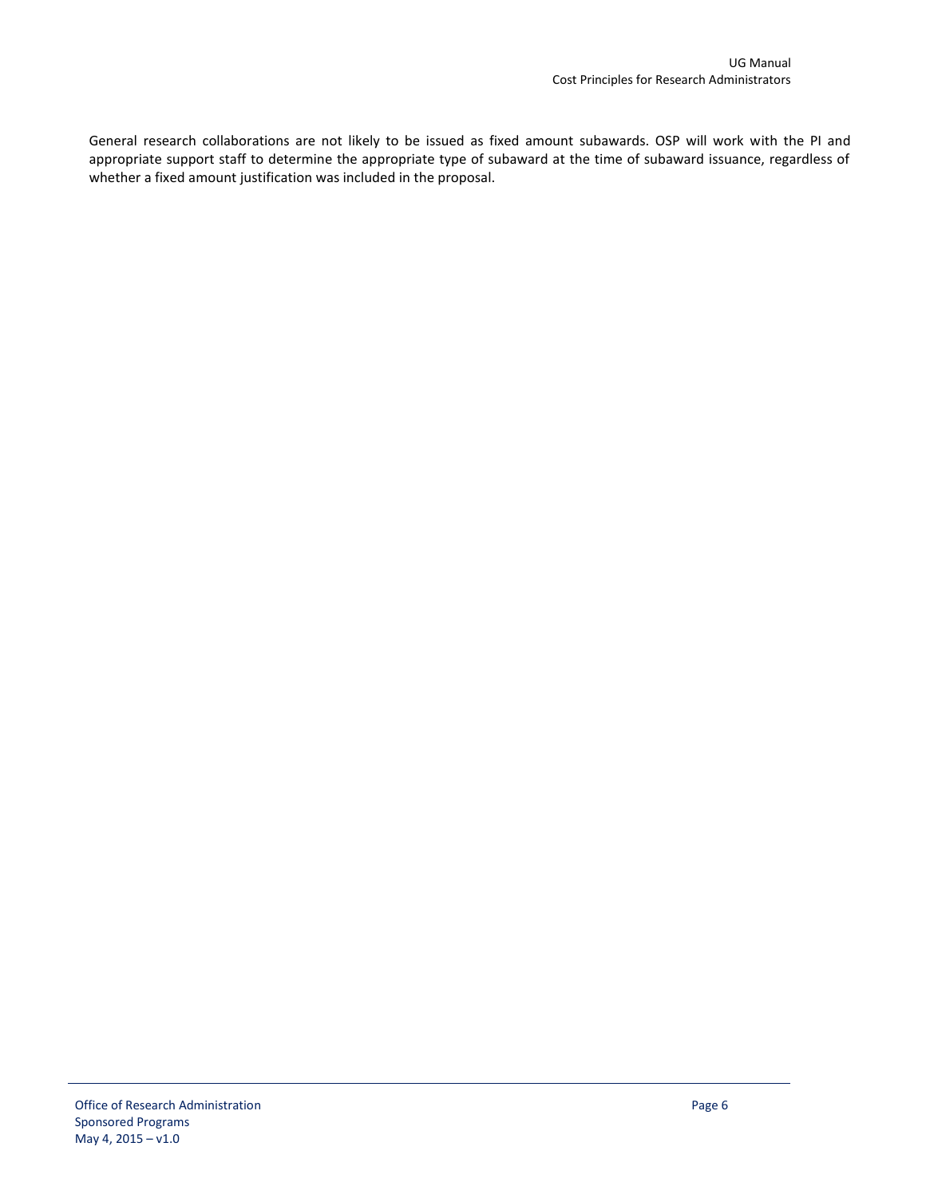General research collaborations are not likely to be issued as fixed amount subawards. OSP will work with the PI and appropriate support staff to determine the appropriate type of subaward at the time of subaward issuance, regardless of whether a fixed amount justification was included in the proposal.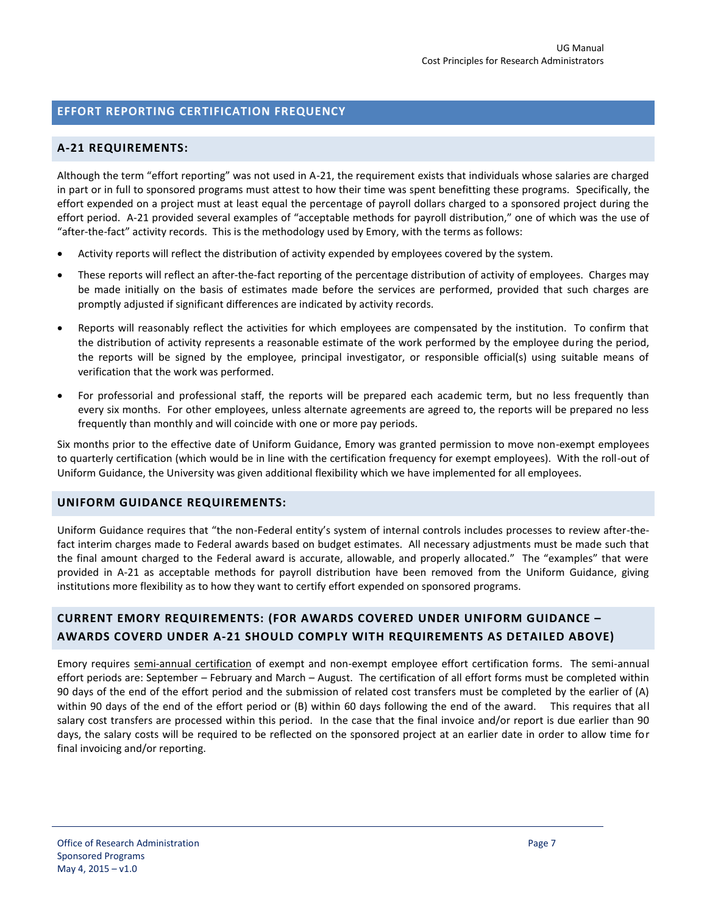## EFFORT REPORTING CERTIFICATION FREQUENCY

### A-21 REQUIREMENTS:

Although the term "effort reporting" was not used in A-21, the requirement exists that individuals whose salaries are charged in part or in full to sponsored programs must attest to how their time was spent benefitting these programs. Specifically, the effort expended on a project must at least equal the percentage of payroll dollars charged to a sponsored project during the effort period. A-21 provided several examples of "acceptable methods for payroll distribution," one of which was the use of "after-the-fact" activity records. This is the methodology used by Emory, with the terms as follows:

- Activity reports will reflect the distribution of activity expended by employees covered by the system.
- These reports will reflect an after-the-fact reporting of the percentage distribution of activity of employees. Charges may be made initially on the basis of estimates made before the services are performed, provided that such charges are promptly adjusted if significant differences are indicated by activity records.
- Reports will reasonably reflect the activities for which employees are compensated by the institution. To confirm that the distribution of activity represents a reasonable estimate of the work performed by the employee during the period, the reports will be signed by the employee, principal investigator, or responsible official(s) using suitable means of verification that the work was performed.
- For professorial and professional staff, the reports will be prepared each academic term, but no less frequently than every six months. For other employees, unless alternate agreements are agreed to, the reports will be prepared no less frequently than monthly and will coincide with one or more pay periods.

Six months prior to the effective date of Uniform Guidance, Emory was granted permission to move non-exempt employees to quarterly certification (which would be in line with the certification frequency for exempt employees). With the roll-out of Uniform Guidance, the University was given additional flexibility which we have implemented for all employees.

### UNIFORM GUIDANCE REQUIREMENTS:

Uniform Guidance requires that "the non-Federal entity's system of internal controls includes processes to review after-the-fact interim charges made to Federal awards based on budget estimates. All necessary adjustments must be made such that the final amount charged to the Federal award is accurate, allowable, and properly allocated." The "examples" that were provided in A-21 as acceptable methods for payroll distribution have been removed from the Uniform Guidance, giving institutions more flexibility as to how they want to certify effort expended on sponsored programs.

### CURRENT EMORY REQUIREMENTS: (FOR AWARDS COVERED UNDER UNIFORM GUIDANCE – AWARDS COVERD UNDER A-21 SHOULD COMPLY WITH REQUIREMENTS AS DETAILED ABOVE)

Emory requires semi-annual certification of exempt and non-exempt employee effort certification forms. The semi-annual effort periods are: September – February and March – August. The certification of all effort forms must be completed within 90 days of the end of the effort period and the submission of related cost transfers must be completed by the earlier of (A) within 90 days of the end of the effort period or (B) within 60 days following the end of the award. This requires that all salary cost transfers are processed within this period. In the case that the final invoice and/or report is due earlier than 90 days, the salary costs will be required to be reflected on the sponsored project at an earlier date in order to allow time for final invoicing and/or reporting.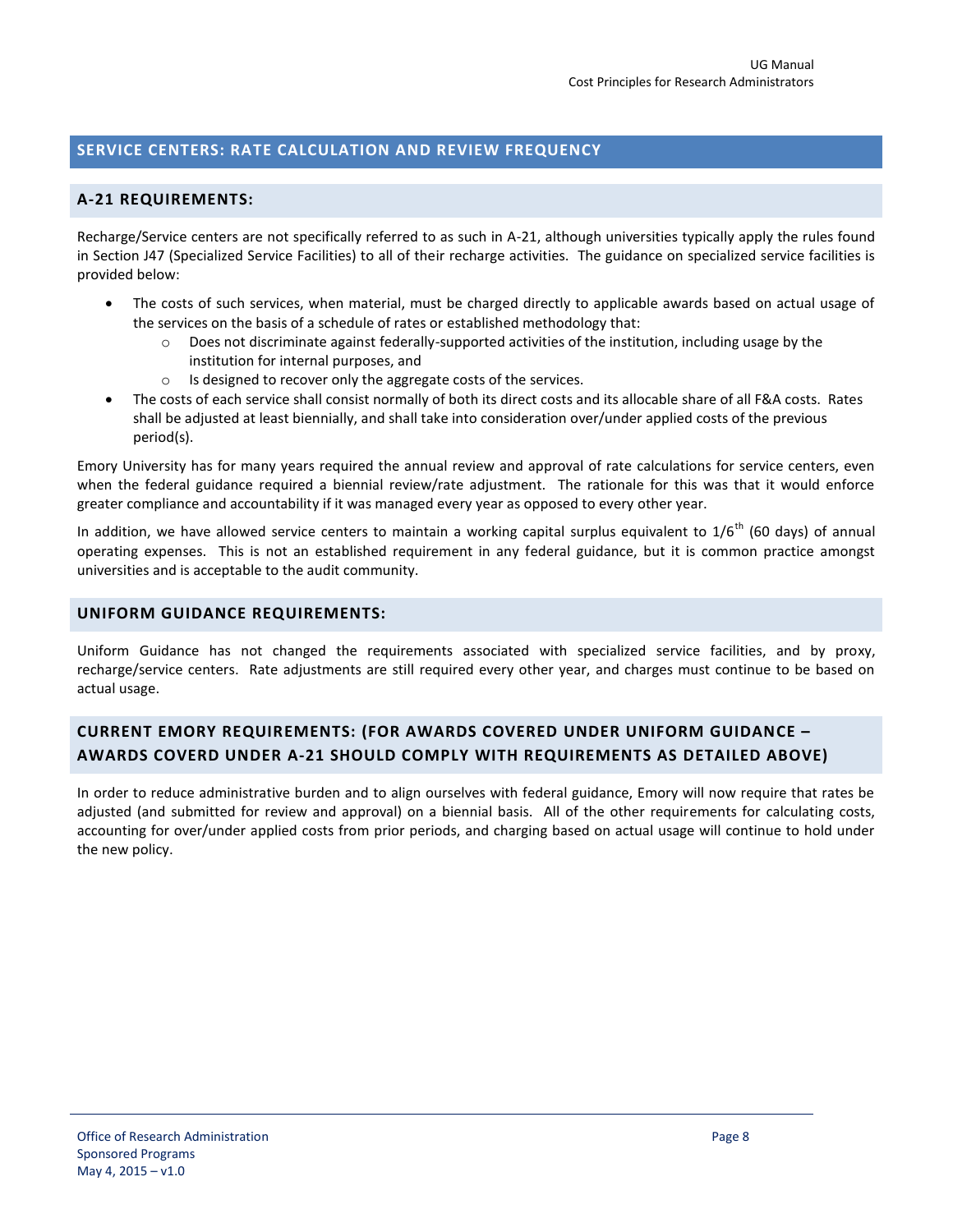## SERVICE CENTERS: RATE CALCULATION AND REVIEW FREQUENCY

### A-21 REQUIREMENTS:

Recharge/Service centers are not specifically referred to as such in A-21, although universities typically apply the rules found in Section J47 (Specialized Service Facilities) to all of their recharge activities. The guidance on specialized service facilities is provided below:

- The costs of such services, when material, must be charged directly to applicable awards based on actual usage of the services on the basis of a schedule of rates or established methodology that:
  - Does not discriminate against federally-supported activities of the institution, including usage by the institution for internal purposes, and
  - Is designed to recover only the aggregate costs of the services.
- The costs of each service shall consist normally of both its direct costs and its allocable share of all F&A costs. Rates shall be adjusted at least biennially, and shall take into consideration over/under applied costs of the previous period(s).

Emory University has for many years required the annual review and approval of rate calculations for service centers, even when the federal guidance required a biennial review/rate adjustment. The rationale for this was that it would enforce greater compliance and accountability if it was managed every year as opposed to every other year.

In addition, we have allowed service centers to maintain a working capital surplus equivalent to 1/6$^{th}$ (60 days) of annual operating expenses. This is not an established requirement in any federal guidance, but it is common practice amongst universities and is acceptable to the audit community.

### UNIFORM GUIDANCE REQUIREMENTS:

Uniform Guidance has not changed the requirements associated with specialized service facilities, and by proxy, recharge/service centers. Rate adjustments are still required every other year, and charges must continue to be based on actual usage.

### CURRENT EMORY REQUIREMENTS: (FOR AWARDS COVERED UNDER UNIFORM GUIDANCE – AWARDS COVERD UNDER A-21 SHOULD COMPLY WITH REQUIREMENTS AS DETAILED ABOVE)

In order to reduce administrative burden and to align ourselves with federal guidance, Emory will now require that rates be adjusted (and submitted for review and approval) on a biennial basis. All of the other requirements for calculating costs, accounting for over/under applied costs from prior periods, and charging based on actual usage will continue to hold under the new policy.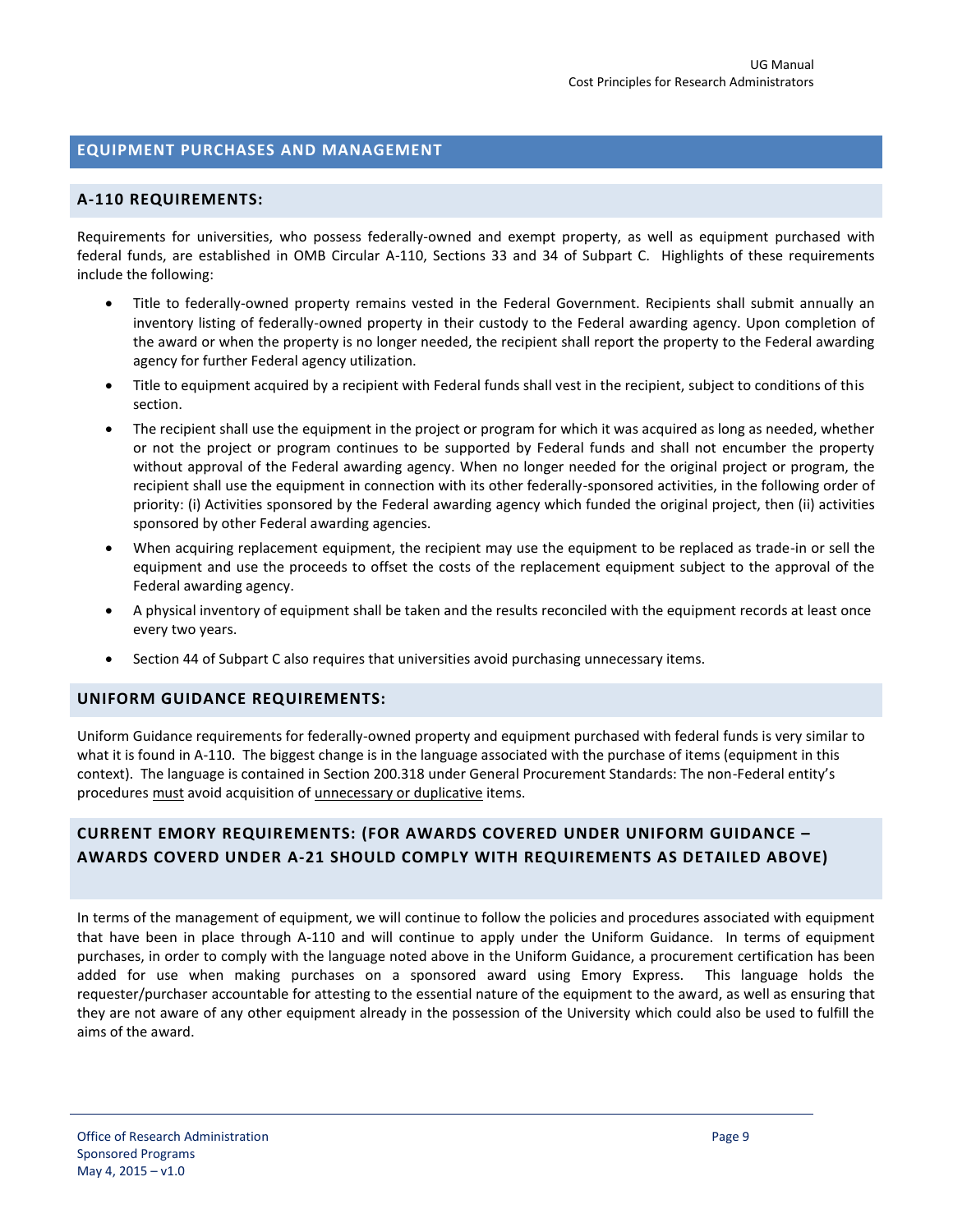## EQUIPMENT PURCHASES AND MANAGEMENT

### A-110 REQUIREMENTS:

Requirements for universities, who possess federally-owned and exempt property, as well as equipment purchased with federal funds, are established in OMB Circular A-110, Sections 33 and 34 of Subpart C. Highlights of these requirements include the following:

- Title to federally-owned property remains vested in the Federal Government. Recipients shall submit annually an inventory listing of federally-owned property in their custody to the Federal awarding agency. Upon completion of the award or when the property is no longer needed, the recipient shall report the property to the Federal awarding agency for further Federal agency utilization.
- Title to equipment acquired by a recipient with Federal funds shall vest in the recipient, subject to conditions of this section.
- The recipient shall use the equipment in the project or program for which it was acquired as long as needed, whether or not the project or program continues to be supported by Federal funds and shall not encumber the property without approval of the Federal awarding agency. When no longer needed for the original project or program, the recipient shall use the equipment in connection with its other federally-sponsored activities, in the following order of priority: (i) Activities sponsored by the Federal awarding agency which funded the original project, then (ii) activities sponsored by other Federal awarding agencies.
- When acquiring replacement equipment, the recipient may use the equipment to be replaced as trade-in or sell the equipment and use the proceeds to offset the costs of the replacement equipment subject to the approval of the Federal awarding agency.
- A physical inventory of equipment shall be taken and the results reconciled with the equipment records at least once every two years.
- Section 44 of Subpart C also requires that universities avoid purchasing unnecessary items.

### UNIFORM GUIDANCE REQUIREMENTS:

Uniform Guidance requirements for federally-owned property and equipment purchased with federal funds is very similar to what it is found in A-110. The biggest change is in the language associated with the purchase of items (equipment in this context). The language is contained in Section 200.318 under General Procurement Standards: The non-Federal entity's procedures <u>must</u> avoid acquisition of <u>unnecessary or duplicative</u> items.

### CURRENT EMORY REQUIREMENTS: (FOR AWARDS COVERED UNDER UNIFORM GUIDANCE – AWARDS COVERD UNDER A-21 SHOULD COMPLY WITH REQUIREMENTS AS DETAILED ABOVE)

In terms of the management of equipment, we will continue to follow the policies and procedures associated with equipment that have been in place through A-110 and will continue to apply under the Uniform Guidance. In terms of equipment purchases, in order to comply with the language noted above in the Uniform Guidance, a procurement certification has been added for use when making purchases on a sponsored award using Emory Express. This language holds the requester/purchaser accountable for attesting to the essential nature of the equipment to the award, as well as ensuring that they are not aware of any other equipment already in the possession of the University which could also be used to fulfill the aims of the award.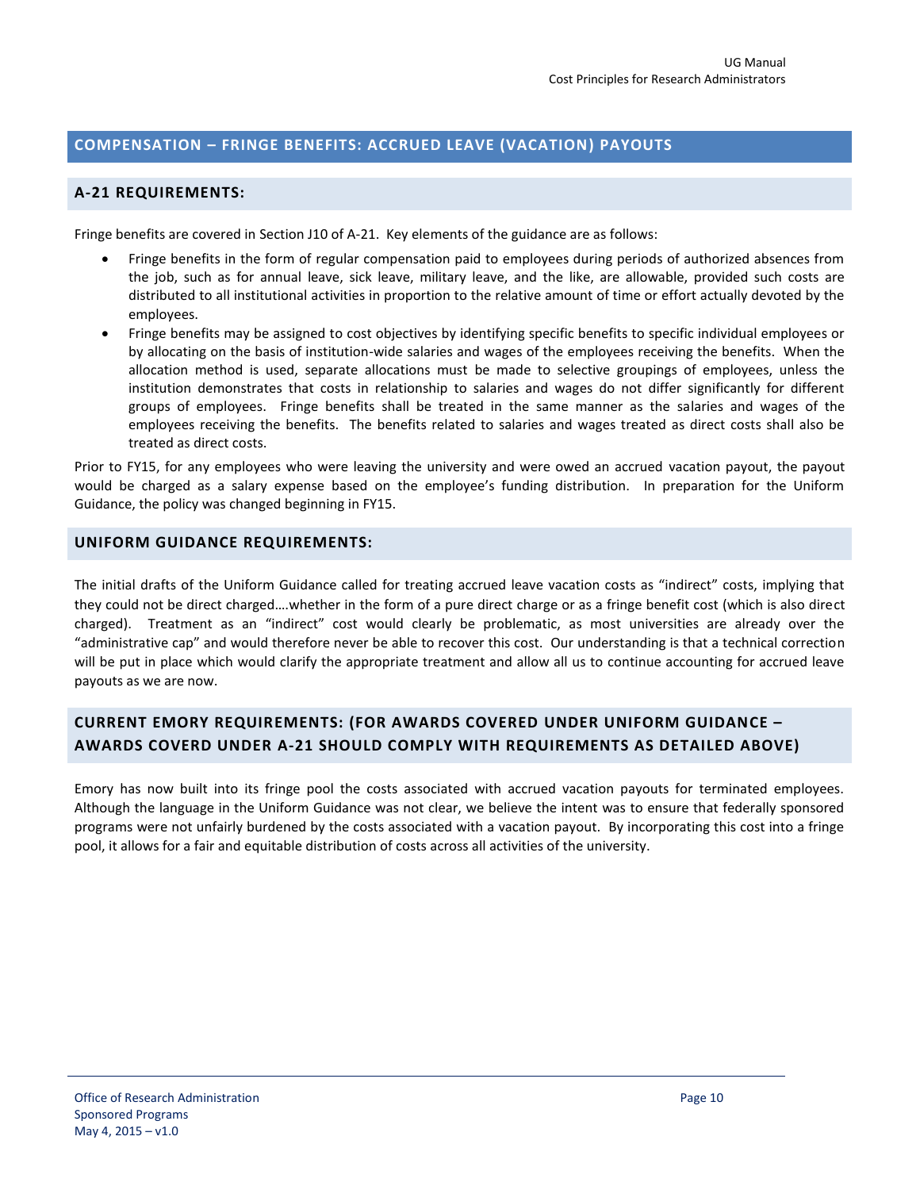## COMPENSATION – FRINGE BENEFITS: ACCRUED LEAVE (VACATION) PAYOUTS

### A-21 REQUIREMENTS:

Fringe benefits are covered in Section J10 of A-21. Key elements of the guidance are as follows:

- Fringe benefits in the form of regular compensation paid to employees during periods of authorized absences from the job, such as for annual leave, sick leave, military leave, and the like, are allowable, provided such costs are distributed to all institutional activities in proportion to the relative amount of time or effort actually devoted by the employees.
- Fringe benefits may be assigned to cost objectives by identifying specific benefits to specific individual employees or by allocating on the basis of institution-wide salaries and wages of the employees receiving the benefits. When the allocation method is used, separate allocations must be made to selective groupings of employees, unless the institution demonstrates that costs in relationship to salaries and wages do not differ significantly for different groups of employees. Fringe benefits shall be treated in the same manner as the salaries and wages of the employees receiving the benefits. The benefits related to salaries and wages treated as direct costs shall also be treated as direct costs.

Prior to FY15, for any employees who were leaving the university and were owed an accrued vacation payout, the payout would be charged as a salary expense based on the employee's funding distribution. In preparation for the Uniform Guidance, the policy was changed beginning in FY15.

### UNIFORM GUIDANCE REQUIREMENTS:

The initial drafts of the Uniform Guidance called for treating accrued leave vacation costs as "indirect" costs, implying that they could not be direct charged….whether in the form of a pure direct charge or as a fringe benefit cost (which is also direct charged). Treatment as an "indirect" cost would clearly be problematic, as most universities are already over the "administrative cap" and would therefore never be able to recover this cost. Our understanding is that a technical correction will be put in place which would clarify the appropriate treatment and allow all us to continue accounting for accrued leave payouts as we are now.

### CURRENT EMORY REQUIREMENTS: (FOR AWARDS COVERED UNDER UNIFORM GUIDANCE – AWARDS COVERD UNDER A-21 SHOULD COMPLY WITH REQUIREMENTS AS DETAILED ABOVE)

Emory has now built into its fringe pool the costs associated with accrued vacation payouts for terminated employees. Although the language in the Uniform Guidance was not clear, we believe the intent was to ensure that federally sponsored programs were not unfairly burdened by the costs associated with a vacation payout. By incorporating this cost into a fringe pool, it allows for a fair and equitable distribution of costs across all activities of the university.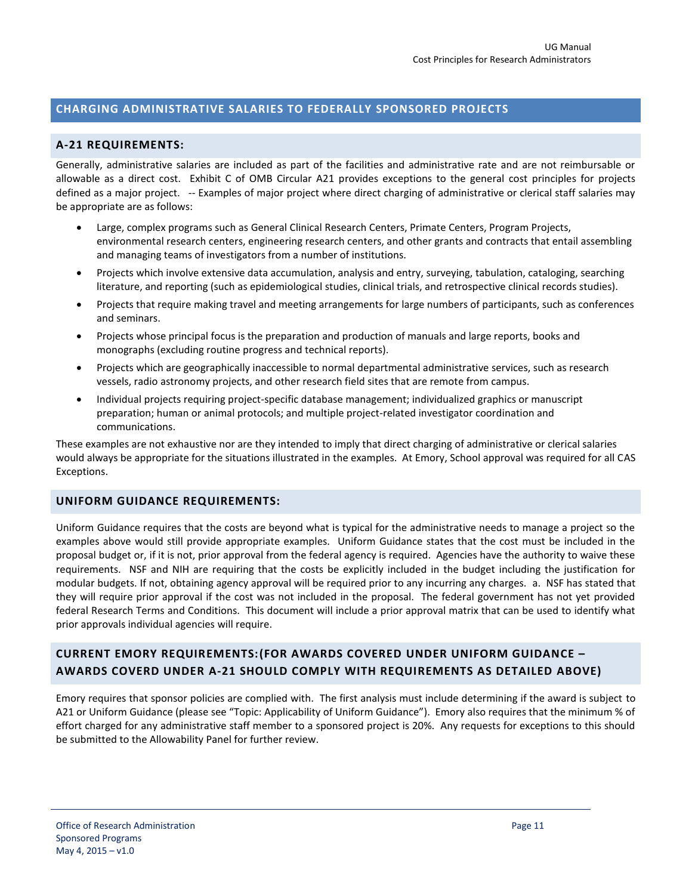## CHARGING ADMINISTRATIVE SALARIES TO FEDERALLY SPONSORED PROJECTS

### A-21 REQUIREMENTS:

Generally, administrative salaries are included as part of the facilities and administrative rate and are not reimbursable or allowable as a direct cost. Exhibit C of OMB Circular A21 provides exceptions to the general cost principles for projects defined as a major project. -- Examples of major project where direct charging of administrative or clerical staff salaries may be appropriate are as follows:

- Large, complex programs such as General Clinical Research Centers, Primate Centers, Program Projects, environmental research centers, engineering research centers, and other grants and contracts that entail assembling and managing teams of investigators from a number of institutions.
- Projects which involve extensive data accumulation, analysis and entry, surveying, tabulation, cataloging, searching literature, and reporting (such as epidemiological studies, clinical trials, and retrospective clinical records studies).
- Projects that require making travel and meeting arrangements for large numbers of participants, such as conferences and seminars.
- Projects whose principal focus is the preparation and production of manuals and large reports, books and monographs (excluding routine progress and technical reports).
- Projects which are geographically inaccessible to normal departmental administrative services, such as research vessels, radio astronomy projects, and other research field sites that are remote from campus.
- Individual projects requiring project-specific database management; individualized graphics or manuscript preparation; human or animal protocols; and multiple project-related investigator coordination and communications.

These examples are not exhaustive nor are they intended to imply that direct charging of administrative or clerical salaries would always be appropriate for the situations illustrated in the examples. At Emory, School approval was required for all CAS Exceptions.

### UNIFORM GUIDANCE REQUIREMENTS:

Uniform Guidance requires that the costs are beyond what is typical for the administrative needs to manage a project so the examples above would still provide appropriate examples. Uniform Guidance states that the cost must be included in the proposal budget or, if it is not, prior approval from the federal agency is required. Agencies have the authority to waive these requirements. NSF and NIH are requiring that the costs be explicitly included in the budget including the justification for modular budgets. If not, obtaining agency approval will be required prior to any incurring any charges. a. NSF has stated that they will require prior approval if the cost was not included in the proposal. The federal government has not yet provided federal Research Terms and Conditions. This document will include a prior approval matrix that can be used to identify what prior approvals individual agencies will require.

### CURRENT EMORY REQUIREMENTS:(FOR AWARDS COVERED UNDER UNIFORM GUIDANCE – AWARDS COVERD UNDER A-21 SHOULD COMPLY WITH REQUIREMENTS AS DETAILED ABOVE)

Emory requires that sponsor policies are complied with. The first analysis must include determining if the award is subject to A21 or Uniform Guidance (please see "Topic: Applicability of Uniform Guidance"). Emory also requires that the minimum % of effort charged for any administrative staff member to a sponsored project is 20%. Any requests for exceptions to this should be submitted to the Allowability Panel for further review.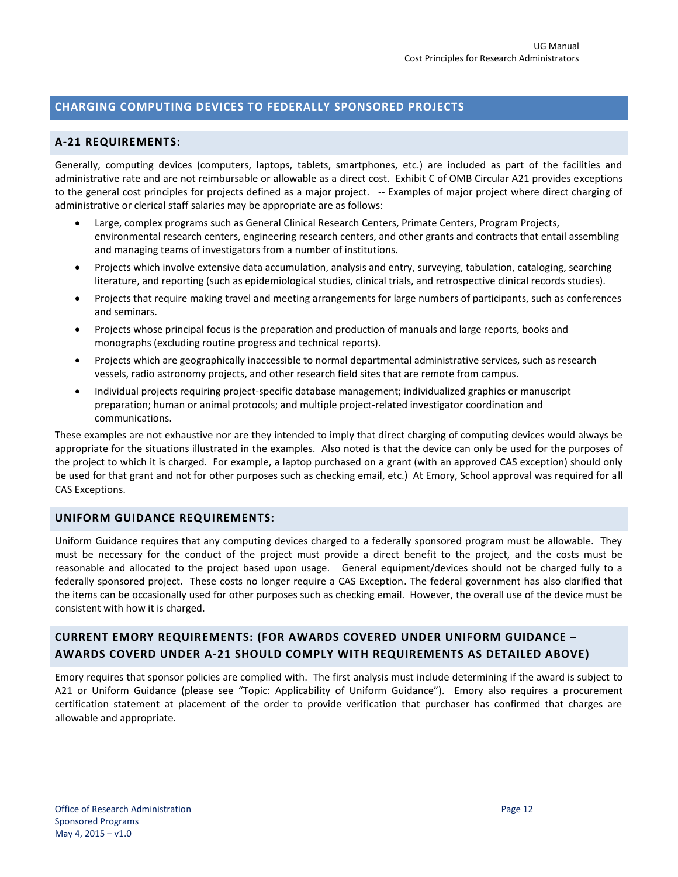## CHARGING COMPUTING DEVICES TO FEDERALLY SPONSORED PROJECTS

### A-21 REQUIREMENTS:

Generally, computing devices (computers, laptops, tablets, smartphones, etc.) are included as part of the facilities and administrative rate and are not reimbursable or allowable as a direct cost. Exhibit C of OMB Circular A21 provides exceptions to the general cost principles for projects defined as a major project. -- Examples of major project where direct charging of administrative or clerical staff salaries may be appropriate are as follows:

- Large, complex programs such as General Clinical Research Centers, Primate Centers, Program Projects, environmental research centers, engineering research centers, and other grants and contracts that entail assembling and managing teams of investigators from a number of institutions.
- Projects which involve extensive data accumulation, analysis and entry, surveying, tabulation, cataloging, searching literature, and reporting (such as epidemiological studies, clinical trials, and retrospective clinical records studies).
- Projects that require making travel and meeting arrangements for large numbers of participants, such as conferences and seminars.
- Projects whose principal focus is the preparation and production of manuals and large reports, books and monographs (excluding routine progress and technical reports).
- Projects which are geographically inaccessible to normal departmental administrative services, such as research vessels, radio astronomy projects, and other research field sites that are remote from campus.
- Individual projects requiring project-specific database management; individualized graphics or manuscript preparation; human or animal protocols; and multiple project-related investigator coordination and communications.

These examples are not exhaustive nor are they intended to imply that direct charging of computing devices would always be appropriate for the situations illustrated in the examples. Also noted is that the device can only be used for the purposes of the project to which it is charged. For example, a laptop purchased on a grant (with an approved CAS exception) should only be used for that grant and not for other purposes such as checking email, etc.) At Emory, School approval was required for all CAS Exceptions.

### UNIFORM GUIDANCE REQUIREMENTS:

Uniform Guidance requires that any computing devices charged to a federally sponsored program must be allowable. They must be necessary for the conduct of the project must provide a direct benefit to the project, and the costs must be reasonable and allocated to the project based upon usage. General equipment/devices should not be charged fully to a federally sponsored project. These costs no longer require a CAS Exception. The federal government has also clarified that the items can be occasionally used for other purposes such as checking email. However, the overall use of the device must be consistent with how it is charged.

### CURRENT EMORY REQUIREMENTS: (FOR AWARDS COVERED UNDER UNIFORM GUIDANCE – AWARDS COVERD UNDER A-21 SHOULD COMPLY WITH REQUIREMENTS AS DETAILED ABOVE)

Emory requires that sponsor policies are complied with. The first analysis must include determining if the award is subject to A21 or Uniform Guidance (please see "Topic: Applicability of Uniform Guidance"). Emory also requires a procurement certification statement at placement of the order to provide verification that purchaser has confirmed that charges are allowable and appropriate.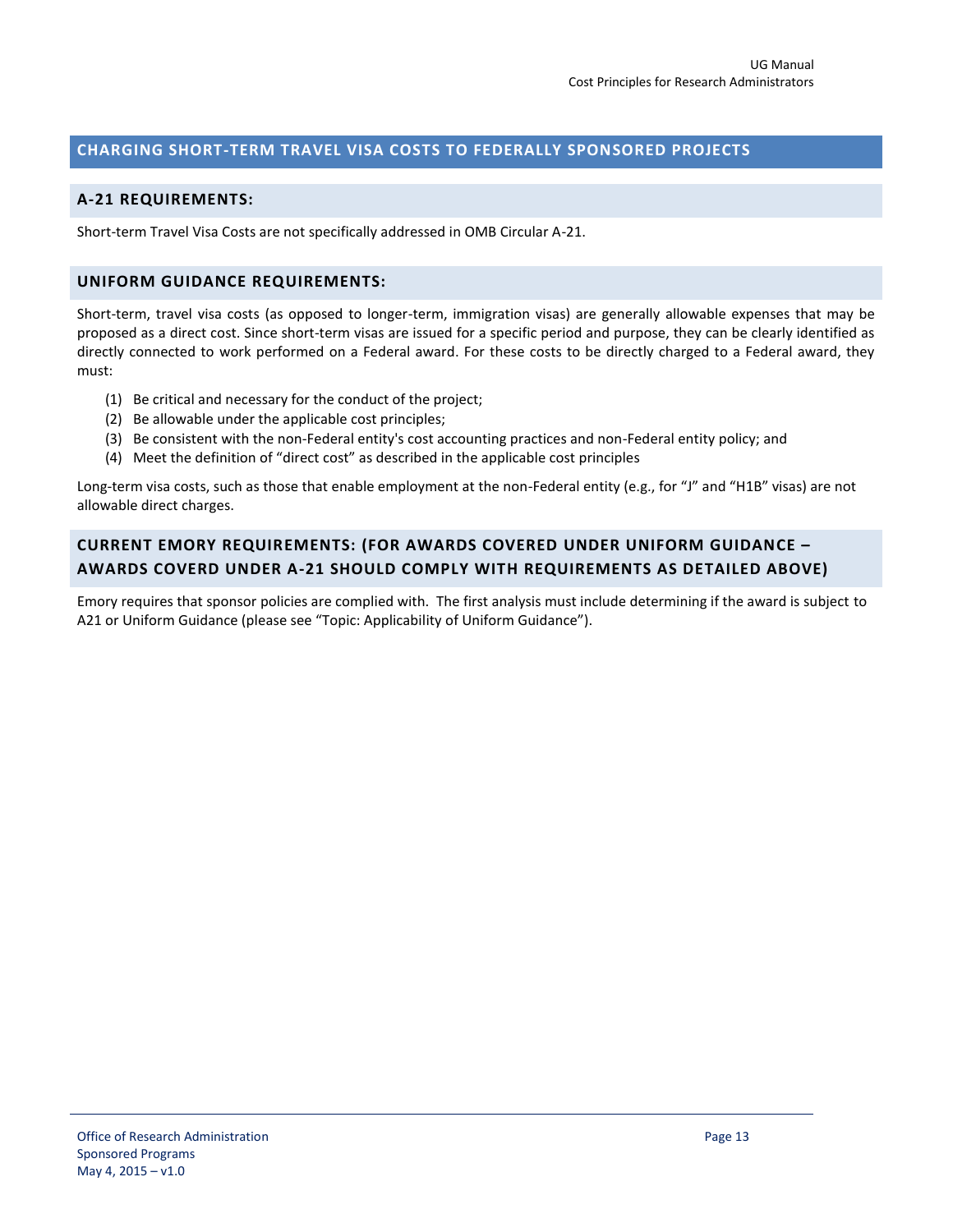## CHARGING SHORT-TERM TRAVEL VISA COSTS TO FEDERALLY SPONSORED PROJECTS

### A-21 REQUIREMENTS:

Short-term Travel Visa Costs are not specifically addressed in OMB Circular A-21.

### UNIFORM GUIDANCE REQUIREMENTS:

Short-term, travel visa costs (as opposed to longer-term, immigration visas) are generally allowable expenses that may be proposed as a direct cost. Since short-term visas are issued for a specific period and purpose, they can be clearly identified as directly connected to work performed on a Federal award. For these costs to be directly charged to a Federal award, they must:

(1) Be critical and necessary for the conduct of the project;
(2) Be allowable under the applicable cost principles;
(3) Be consistent with the non-Federal entity's cost accounting practices and non-Federal entity policy; and
(4) Meet the definition of "direct cost" as described in the applicable cost principles

Long-term visa costs, such as those that enable employment at the non-Federal entity (e.g., for "J" and "H1B" visas) are not allowable direct charges.

### CURRENT EMORY REQUIREMENTS: (FOR AWARDS COVERED UNDER UNIFORM GUIDANCE – AWARDS COVERD UNDER A-21 SHOULD COMPLY WITH REQUIREMENTS AS DETAILED ABOVE)

Emory requires that sponsor policies are complied with. The first analysis must include determining if the award is subject to A21 or Uniform Guidance (please see "Topic: Applicability of Uniform Guidance").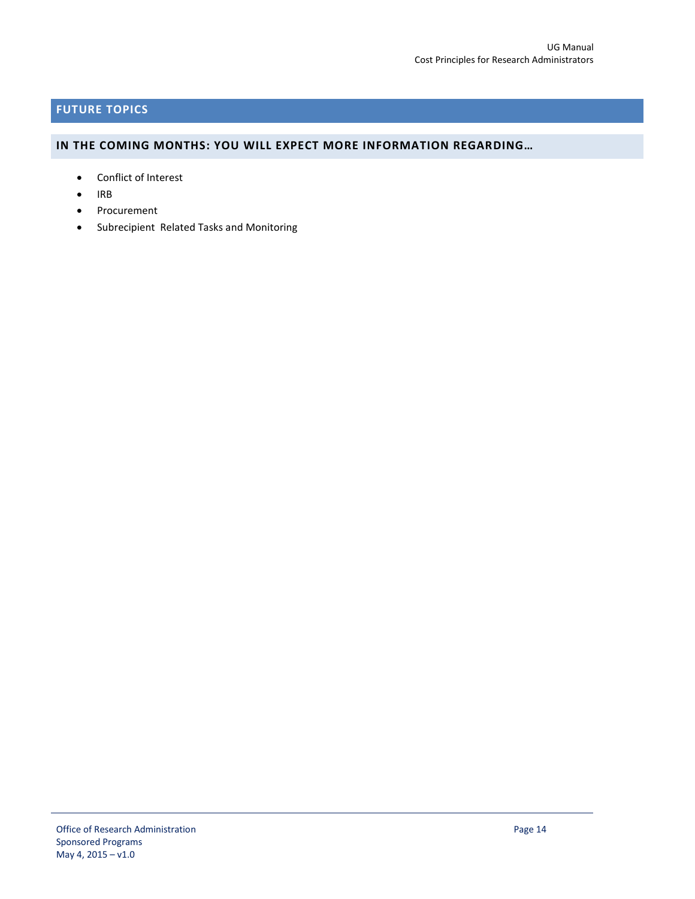## FUTURE TOPICS

### IN THE COMING MONTHS: YOU WILL EXPECT MORE INFORMATION REGARDING…

- Conflict of Interest
- IRB
- Procurement
- Subrecipient Related Tasks and Monitoring